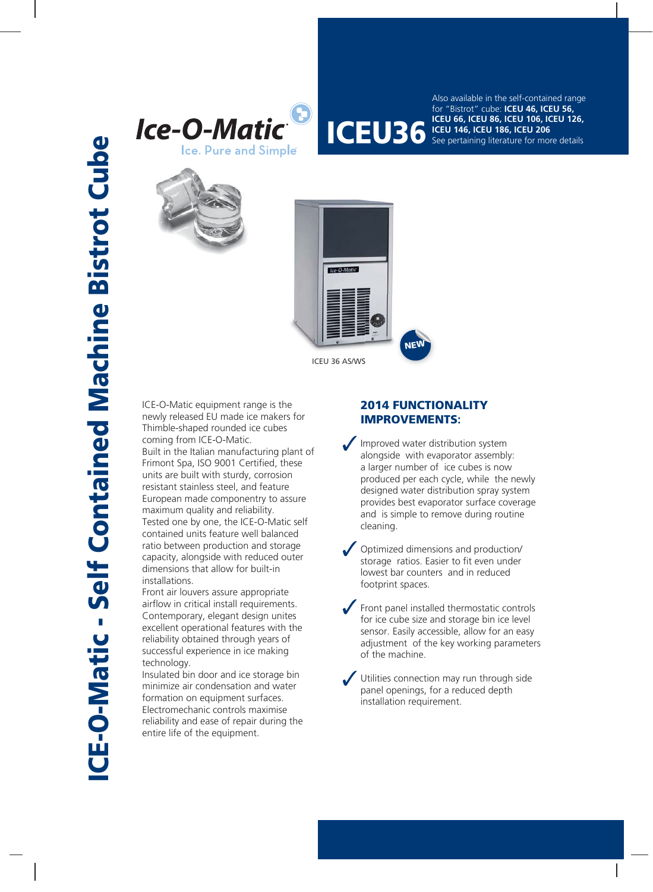# ICE-O-Matic - Self Contained Machine Bistrot Cube

Ice-O-Matic

Ice. Pure and Simple

## ICEU36

Also available in the self-contained range for "Bistrot" cube: **ICEU 46, ICEU 56, ICEU 66, ICEU 86, ICEU 106, ICEU 126, ICEU 146, ICEU 186, ICEU 206**
See pertaining literature for more details

NEW

ICEU 36 AS/WS

ICE-O-Matic equipment range is the newly released EU made ice makers for Thimble-shaped rounded ice cubes coming from ICE-O-Matic.
Built in the Italian manufacturing plant of Frimont Spa, ISO 9001 Certified, these units are built with sturdy, corrosion resistant stainless steel, and feature European made componentry to assure maximum quality and reliability.
Tested one by one, the ICE-O-Matic self contained units feature well balanced ratio between production and storage capacity, alongside with reduced outer dimensions that allow for built-in installations.
Front air louvers assure appropriate airflow in critical install requirements.
Contemporary, elegant design unites excellent operational features with the reliability obtained through years of successful experience in ice making technology.
Insulated bin door and ice storage bin minimize air condensation and water formation on equipment surfaces.
Electromechanic controls maximise reliability and ease of repair during the entire life of the equipment.

### 2014 FUNCTIONALITY IMPROVEMENTS:

- ✓ Improved water distribution system alongside with evaporator assembly: a larger number of ice cubes is now produced per each cycle, while the newly designed water distribution spray system provides best evaporator surface coverage and is simple to remove during routine cleaning.
- ✓ Optimized dimensions and production/ storage ratios. Easier to fit even under lowest bar counters and in reduced footprint spaces.
- ✓ Front panel installed thermostatic controls for ice cube size and storage bin ice level sensor. Easily accessible, allow for an easy adjustment of the key working parameters of the machine.
- ✓ Utilities connection may run through side panel openings, for a reduced depth installation requirement.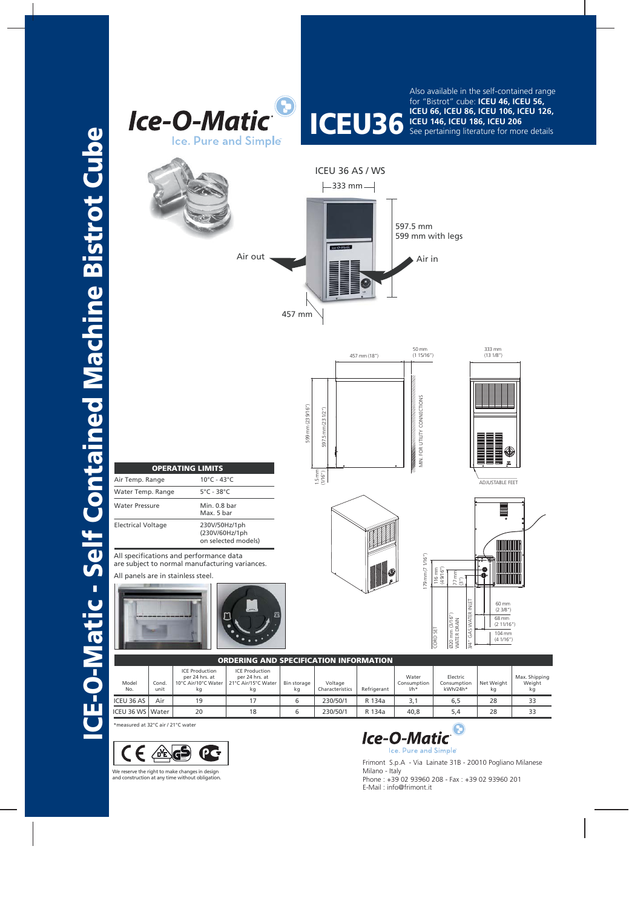# ICE-O-Matic - Self Contained Machine Bistrot Cube

**Ice-O-Matic**
Ice. Pure and Simple

# ICEU36

Also available in the self-contained range for "Bistrot" cube: **ICEU 46, ICEU 56, ICEU 66, ICEU 86, ICEU 106, ICEU 126, ICEU 146, ICEU 186, ICEU 206**
See pertaining literature for more details

ICEU 36 AS / WS

333 mm

597.5 mm
599 mm with legs

Air out

Air in

457 mm

457 mm (18")

50 mm (1 15/16")

333 mm (13 1/8")

599 mm (23 9/16")

597.5 mm (23 1/2")

1.5 mm (1/16")

MIN. FOR UTILITY CONNECTIONS

ADJUSTABLE FEET

179 mm (7 1/16")

116 mm (4 9/16")

77 mm (3")

CORD SET

Ø20 mm (3/16") WATER DRAIN

3/4" GAS WATER INLET

60 mm (2 3/8")

68 mm (2 11/16")

104 mm (4 1/16")

## OPERATING LIMITS

| | |
|---|---|
| Air Temp. Range | 10°C - 43°C |
| Water Temp. Range | 5°C - 38°C |
| Water Pressure | Min. 0.8 bar<br>Max. 5 bar |
| Electrical Voltage | 230V/50Hz/1ph<br>(230V/60Hz/1ph<br>on selected models) |

All specifications and performance data are subject to normal manufacturing variances.

All panels are in stainless steel.

## ORDERING AND SPECIFICATION INFORMATION

| Model No. | Cond. unit | ICE Production per 24 hrs. at 10°C Air/10°C Water kg | ICE Production per 24 hrs. at 21°C Air/15°C Water kg | Bin storage kg | Voltage Characteristics | Refrigerant | Water Consumption l/h* | Electric Consumption kWh/24h* | Net Weight kg | Max. Shipping Weight kg |
|---|---|---|---|---|---|---|---|---|---|---|
| ICEU 36 AS | Air | 19 | 17 | 6 | 230/50/1 | R 134a | 3,1 | 6,5 | 28 | 33 |
| ICEU 36 WS | Water | 20 | 18 | 6 | 230/50/1 | R 134a | 40,8 | 5,4 | 28 | 33 |

*measured at 32°C air / 21°C water

We reserve the right to make changes in design and construction at any time without obligation.

**Ice-O-Matic**
Ice. Pure and Simple

Frimont S.p.A - Via Lainate 31B - 20010 Pogliano Milanese
Milano - Italy
Phone : +39 02 93960 208 - Fax : +39 02 93960 201
E-Mail : info@frimont.it